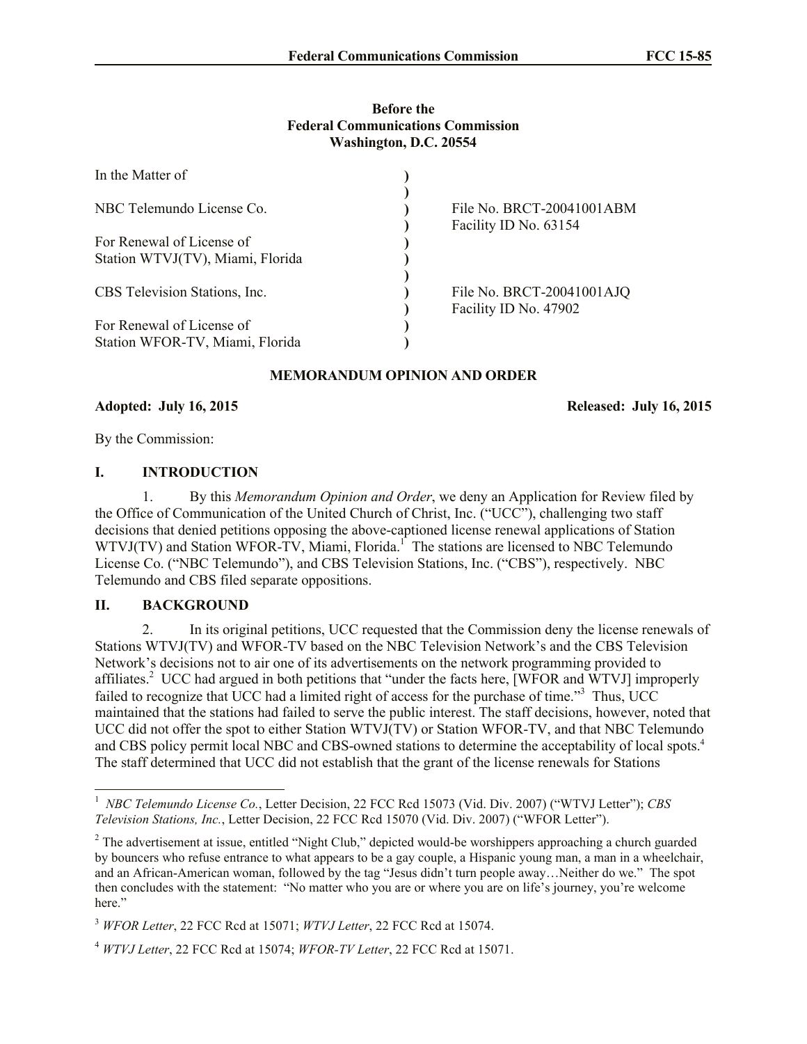**Before the**
**Federal Communications Commission**
**Washington, D.C. 20554**

| | | |
|---|---|---|
| In the Matter of | ) | |
| | ) | |
| NBC Telemundo License Co. | ) | File No. BRCT-20041001ABM |
| | ) | Facility ID No. 63154 |
| For Renewal of License of | ) | |
| Station WTVJ(TV), Miami, Florida | ) | |
| | ) | |
| CBS Television Stations, Inc. | ) | File No. BRCT-20041001AJQ |
| | ) | Facility ID No. 47902 |
| For Renewal of License of | ) | |
| Station WFOR-TV, Miami, Florida | ) | |

**MEMORANDUM OPINION AND ORDER**

**Adopted: July 16, 2015** **Released: July 16, 2015**

By the Commission:

## I. INTRODUCTION

1. By this *Memorandum Opinion and Order*, we deny an Application for Review filed by the Office of Communication of the United Church of Christ, Inc. ("UCC"), challenging two staff decisions that denied petitions opposing the above-captioned license renewal applications of Station WTVJ(TV) and Station WFOR-TV, Miami, Florida.[1] The stations are licensed to NBC Telemundo License Co. ("NBC Telemundo"), and CBS Television Stations, Inc. ("CBS"), respectively. NBC Telemundo and CBS filed separate oppositions.

## II. BACKGROUND

2. In its original petitions, UCC requested that the Commission deny the license renewals of Stations WTVJ(TV) and WFOR-TV based on the NBC Television Network's and the CBS Television Network's decisions not to air one of its advertisements on the network programming provided to affiliates.[2] UCC had argued in both petitions that "under the facts here, [WFOR and WTVJ] improperly failed to recognize that UCC had a limited right of access for the purchase of time."[3] Thus, UCC maintained that the stations had failed to serve the public interest. The staff decisions, however, noted that UCC did not offer the spot to either Station WTVJ(TV) or Station WFOR-TV, and that NBC Telemundo and CBS policy permit local NBC and CBS-owned stations to determine the acceptability of local spots.[4] The staff determined that UCC did not establish that the grant of the license renewals for Stations

---

[1] *NBC Telemundo License Co.*, Letter Decision, 22 FCC Rcd 15073 (Vid. Div. 2007) ("WTVJ Letter"); *CBS Television Stations, Inc.*, Letter Decision, 22 FCC Rcd 15070 (Vid. Div. 2007) ("WFOR Letter").

[2] The advertisement at issue, entitled "Night Club," depicted would-be worshippers approaching a church guarded by bouncers who refuse entrance to what appears to be a gay couple, a Hispanic young man, a man in a wheelchair, and an African-American woman, followed by the tag "Jesus didn't turn people away…Neither do we." The spot then concludes with the statement: "No matter who you are or where you are on life's journey, you're welcome here."

[3] *WFOR Letter*, 22 FCC Rcd at 15071; *WTVJ Letter*, 22 FCC Rcd at 15074.

[4] *WTVJ Letter*, 22 FCC Rcd at 15074; *WFOR-TV Letter*, 22 FCC Rcd at 15071.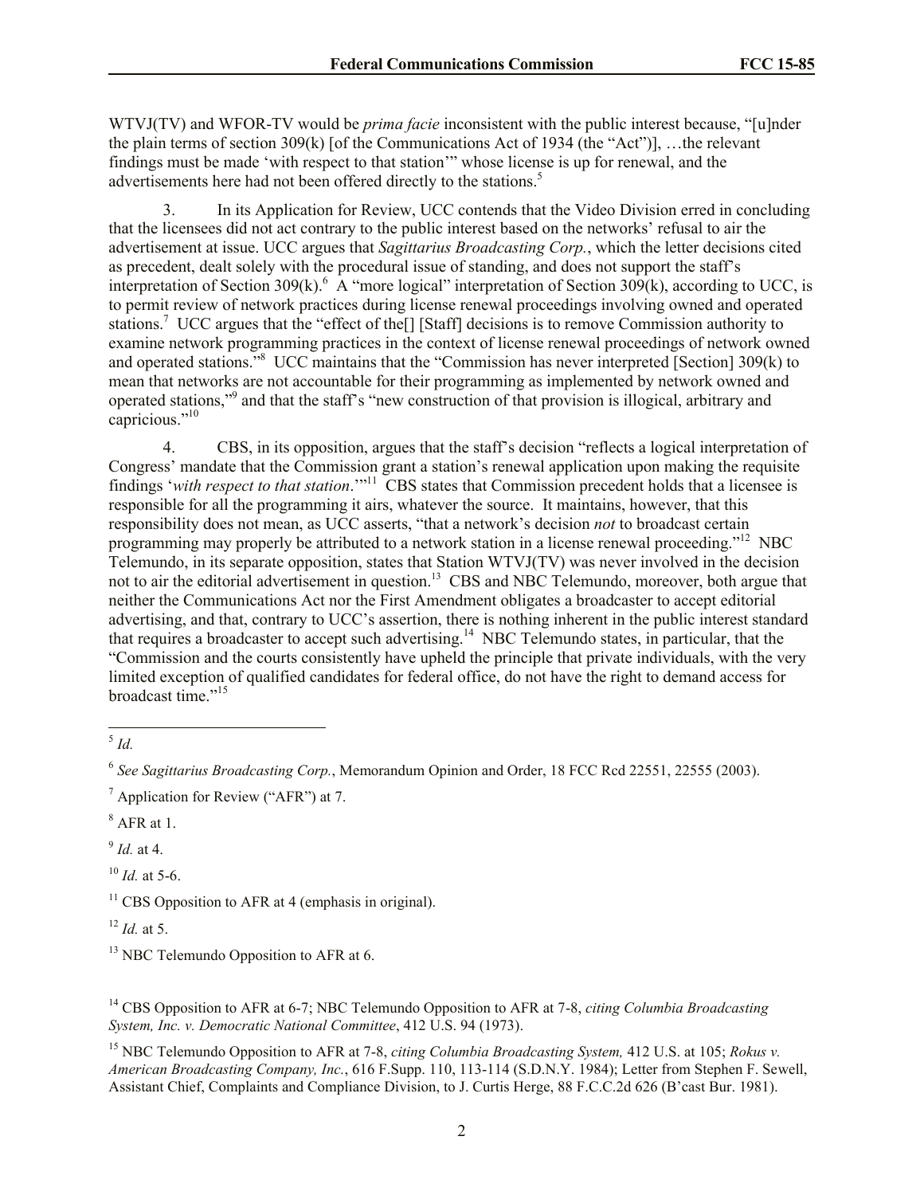WTVJ(TV) and WFOR-TV would be *prima facie* inconsistent with the public interest because, "[u]nder the plain terms of section 309(k) [of the Communications Act of 1934 (the "Act")], …the relevant findings must be made 'with respect to that station'" whose license is up for renewal, and the advertisements here had not been offered directly to the stations.[5]

3. In its Application for Review, UCC contends that the Video Division erred in concluding that the licensees did not act contrary to the public interest based on the networks' refusal to air the advertisement at issue. UCC argues that *Sagittarius Broadcasting Corp.*, which the letter decisions cited as precedent, dealt solely with the procedural issue of standing, and does not support the staff's interpretation of Section 309(k).[6] A "more logical" interpretation of Section 309(k), according to UCC, is to permit review of network practices during license renewal proceedings involving owned and operated stations.[7] UCC argues that the "effect of the[] [Staff] decisions is to remove Commission authority to examine network programming practices in the context of license renewal proceedings of network owned and operated stations."[8] UCC maintains that the "Commission has never interpreted [Section] 309(k) to mean that networks are not accountable for their programming as implemented by network owned and operated stations,"[9] and that the staff's "new construction of that provision is illogical, arbitrary and capricious."[10]

4. CBS, in its opposition, argues that the staff's decision "reflects a logical interpretation of Congress' mandate that the Commission grant a station's renewal application upon making the requisite findings '*with respect to that station*.'"[11] CBS states that Commission precedent holds that a licensee is responsible for all the programming it airs, whatever the source. It maintains, however, that this responsibility does not mean, as UCC asserts, "that a network's decision *not* to broadcast certain programming may properly be attributed to a network station in a license renewal proceeding."[12] NBC Telemundo, in its separate opposition, states that Station WTVJ(TV) was never involved in the decision not to air the editorial advertisement in question.[13] CBS and NBC Telemundo, moreover, both argue that neither the Communications Act nor the First Amendment obligates a broadcaster to accept editorial advertising, and that, contrary to UCC's assertion, there is nothing inherent in the public interest standard that requires a broadcaster to accept such advertising.[14] NBC Telemundo states, in particular, that the "Commission and the courts consistently have upheld the principle that private individuals, with the very limited exception of qualified candidates for federal office, do not have the right to demand access for broadcast time."[15]

---

[5] *Id.*

[6] *See Sagittarius Broadcasting Corp.*, Memorandum Opinion and Order, 18 FCC Rcd 22551, 22555 (2003).

[7] Application for Review ("AFR") at 7.

[8] AFR at 1.

[9] *Id.* at 4.

[10] *Id.* at 5-6.

[11] CBS Opposition to AFR at 4 (emphasis in original).

[12] *Id.* at 5.

[13] NBC Telemundo Opposition to AFR at 6.

[14] CBS Opposition to AFR at 6-7; NBC Telemundo Opposition to AFR at 7-8, *citing Columbia Broadcasting System, Inc. v. Democratic National Committee*, 412 U.S. 94 (1973).

[15] NBC Telemundo Opposition to AFR at 7-8, *citing Columbia Broadcasting System,* 412 U.S. at 105; *Rokus v. American Broadcasting Company, Inc.*, 616 F.Supp. 110, 113-114 (S.D.N.Y. 1984); Letter from Stephen F. Sewell, Assistant Chief, Complaints and Compliance Division, to J. Curtis Herge, 88 F.C.C.2d 626 (B'cast Bur. 1981).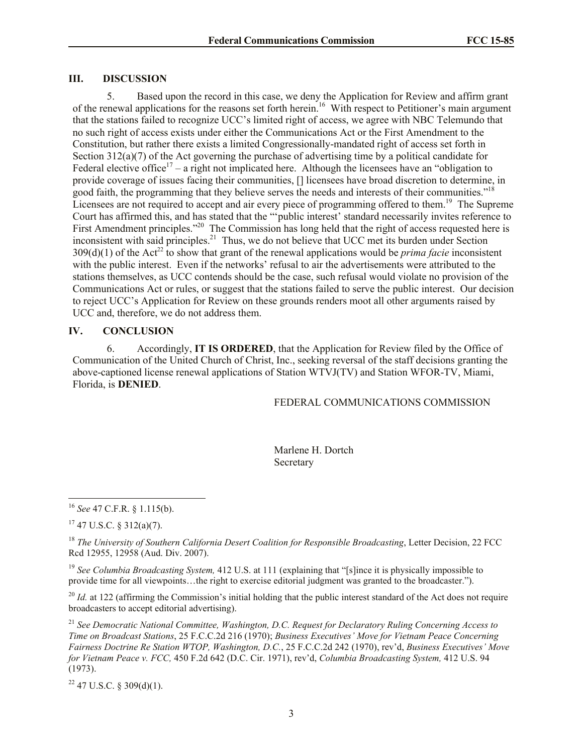## III. DISCUSSION

5. Based upon the record in this case, we deny the Application for Review and affirm grant of the renewal applications for the reasons set forth herein.[16] With respect to Petitioner's main argument that the stations failed to recognize UCC's limited right of access, we agree with NBC Telemundo that no such right of access exists under either the Communications Act or the First Amendment to the Constitution, but rather there exists a limited Congressionally-mandated right of access set forth in Section 312(a)(7) of the Act governing the purchase of advertising time by a political candidate for Federal elective office[17] – a right not implicated here. Although the licensees have an "obligation to provide coverage of issues facing their communities, [] licensees have broad discretion to determine, in good faith, the programming that they believe serves the needs and interests of their communities."[18] Licensees are not required to accept and air every piece of programming offered to them.[19] The Supreme Court has affirmed this, and has stated that the "'public interest' standard necessarily invites reference to First Amendment principles."[20] The Commission has long held that the right of access requested here is inconsistent with said principles.[21] Thus, we do not believe that UCC met its burden under Section 309(d)(1) of the Act[22] to show that grant of the renewal applications would be *prima facie* inconsistent with the public interest. Even if the networks' refusal to air the advertisements were attributed to the stations themselves, as UCC contends should be the case, such refusal would violate no provision of the Communications Act or rules, or suggest that the stations failed to serve the public interest. Our decision to reject UCC's Application for Review on these grounds renders moot all other arguments raised by UCC and, therefore, we do not address them.

## IV. CONCLUSION

6. Accordingly, **IT IS ORDERED**, that the Application for Review filed by the Office of Communication of the United Church of Christ, Inc., seeking reversal of the staff decisions granting the above-captioned license renewal applications of Station WTVJ(TV) and Station WFOR-TV, Miami, Florida, is **DENIED**.

FEDERAL COMMUNICATIONS COMMISSION

Marlene H. Dortch
Secretary

---

[16] *See* 47 C.F.R. § 1.115(b).

[17] 47 U.S.C. § 312(a)(7).

[18] *The University of Southern California Desert Coalition for Responsible Broadcasting*, Letter Decision, 22 FCC Rcd 12955, 12958 (Aud. Div. 2007).

[19] *See Columbia Broadcasting System,* 412 U.S. at 111 (explaining that "[s]ince it is physically impossible to provide time for all viewpoints…the right to exercise editorial judgment was granted to the broadcaster.").

[20] *Id.* at 122 (affirming the Commission's initial holding that the public interest standard of the Act does not require broadcasters to accept editorial advertising).

[21] *See Democratic National Committee, Washington, D.C. Request for Declaratory Ruling Concerning Access to Time on Broadcast Stations*, 25 F.C.C.2d 216 (1970); *Business Executives' Move for Vietnam Peace Concerning Fairness Doctrine Re Station WTOP, Washington, D.C.*, 25 F.C.C.2d 242 (1970), rev'd, *Business Executives' Move for Vietnam Peace v. FCC,* 450 F.2d 642 (D.C. Cir. 1971), rev'd, *Columbia Broadcasting System,* 412 U.S. 94 (1973).

[22] 47 U.S.C. § 309(d)(1).